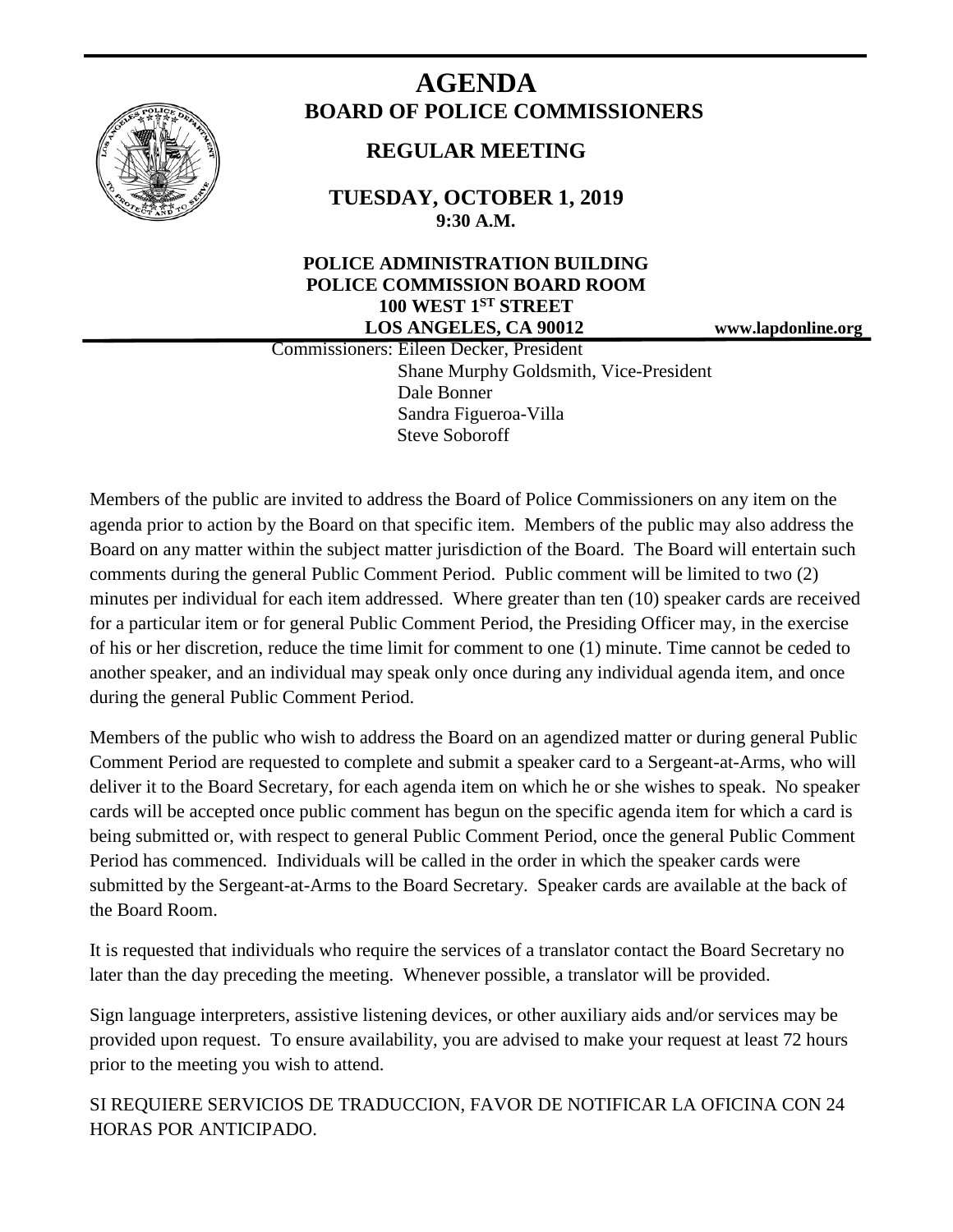# AGENDA

## BOARD OF POLICE COMMISSIONERS

### REGULAR MEETING

**TUESDAY, OCTOBER 1, 2019**
**9:30 A.M.**

**POLICE ADMINISTRATION BUILDING**
**POLICE COMMISSION BOARD ROOM**
**100 WEST 1ST STREET**
**LOS ANGELES, CA 90012**

**www.lapdonline.org**

Commissioners: Eileen Decker, President
Shane Murphy Goldsmith, Vice-President
Dale Bonner
Sandra Figueroa-Villa
Steve Soboroff

Members of the public are invited to address the Board of Police Commissioners on any item on the agenda prior to action by the Board on that specific item. Members of the public may also address the Board on any matter within the subject matter jurisdiction of the Board. The Board will entertain such comments during the general Public Comment Period. Public comment will be limited to two (2) minutes per individual for each item addressed. Where greater than ten (10) speaker cards are received for a particular item or for general Public Comment Period, the Presiding Officer may, in the exercise of his or her discretion, reduce the time limit for comment to one (1) minute. Time cannot be ceded to another speaker, and an individual may speak only once during any individual agenda item, and once during the general Public Comment Period.

Members of the public who wish to address the Board on an agendized matter or during general Public Comment Period are requested to complete and submit a speaker card to a Sergeant-at-Arms, who will deliver it to the Board Secretary, for each agenda item on which he or she wishes to speak. No speaker cards will be accepted once public comment has begun on the specific agenda item for which a card is being submitted or, with respect to general Public Comment Period, once the general Public Comment Period has commenced. Individuals will be called in the order in which the speaker cards were submitted by the Sergeant-at-Arms to the Board Secretary. Speaker cards are available at the back of the Board Room.

It is requested that individuals who require the services of a translator contact the Board Secretary no later than the day preceding the meeting. Whenever possible, a translator will be provided.

Sign language interpreters, assistive listening devices, or other auxiliary aids and/or services may be provided upon request. To ensure availability, you are advised to make your request at least 72 hours prior to the meeting you wish to attend.

SI REQUIERE SERVICIOS DE TRADUCCION, FAVOR DE NOTIFICAR LA OFICINA CON 24 HORAS POR ANTICIPADO.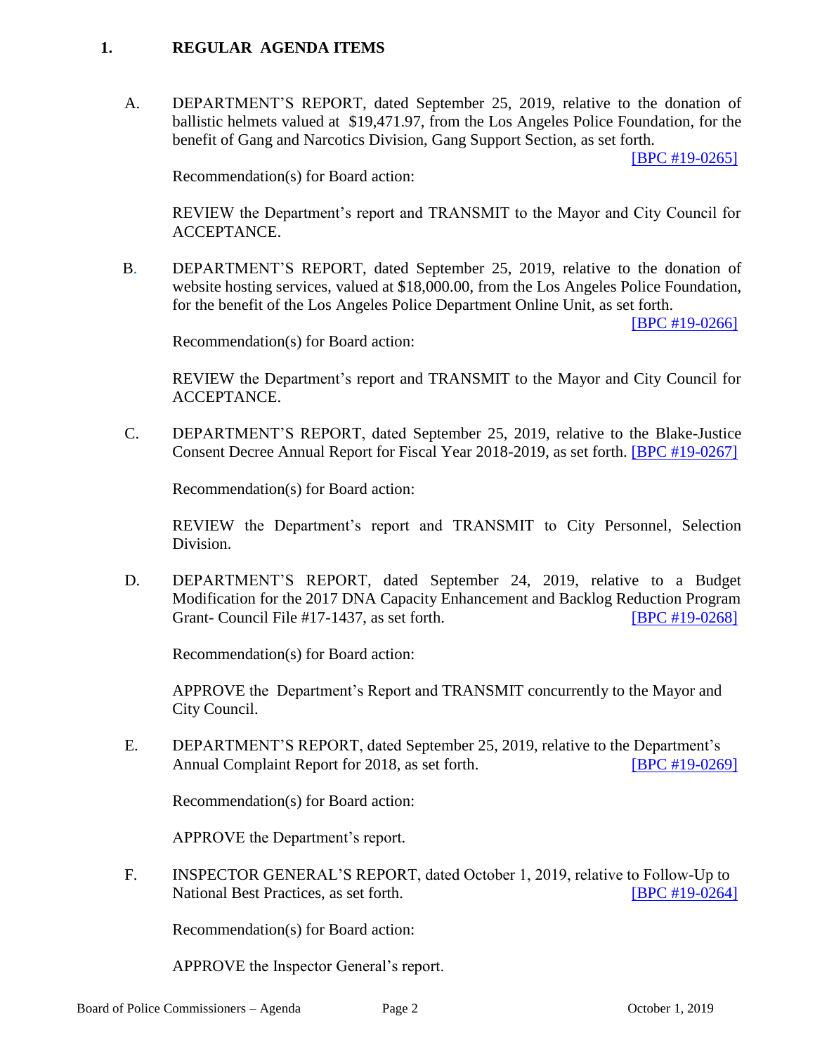## 1. REGULAR AGENDA ITEMS

A. DEPARTMENT'S REPORT, dated September 25, 2019, relative to the donation of ballistic helmets valued at $19,471.97, from the Los Angeles Police Foundation, for the benefit of Gang and Narcotics Division, Gang Support Section, as set forth. [BPC #19-0265]

Recommendation(s) for Board action:

REVIEW the Department's report and TRANSMIT to the Mayor and City Council for ACCEPTANCE.

B. DEPARTMENT'S REPORT, dated September 25, 2019, relative to the donation of website hosting services, valued at $18,000.00, from the Los Angeles Police Foundation, for the benefit of the Los Angeles Police Department Online Unit, as set forth. [BPC #19-0266]

Recommendation(s) for Board action:

REVIEW the Department's report and TRANSMIT to the Mayor and City Council for ACCEPTANCE.

C. DEPARTMENT'S REPORT, dated September 25, 2019, relative to the Blake-Justice Consent Decree Annual Report for Fiscal Year 2018-2019, as set forth. [BPC #19-0267]

Recommendation(s) for Board action:

REVIEW the Department's report and TRANSMIT to City Personnel, Selection Division.

D. DEPARTMENT'S REPORT, dated September 24, 2019, relative to a Budget Modification for the 2017 DNA Capacity Enhancement and Backlog Reduction Program Grant- Council File #17-1437, as set forth. [BPC #19-0268]

Recommendation(s) for Board action:

APPROVE the Department's Report and TRANSMIT concurrently to the Mayor and City Council.

E. DEPARTMENT'S REPORT, dated September 25, 2019, relative to the Department's Annual Complaint Report for 2018, as set forth. [BPC #19-0269]

Recommendation(s) for Board action:

APPROVE the Department's report.

F. INSPECTOR GENERAL'S REPORT, dated October 1, 2019, relative to Follow-Up to National Best Practices, as set forth. [BPC #19-0264]

Recommendation(s) for Board action:

APPROVE the Inspector General's report.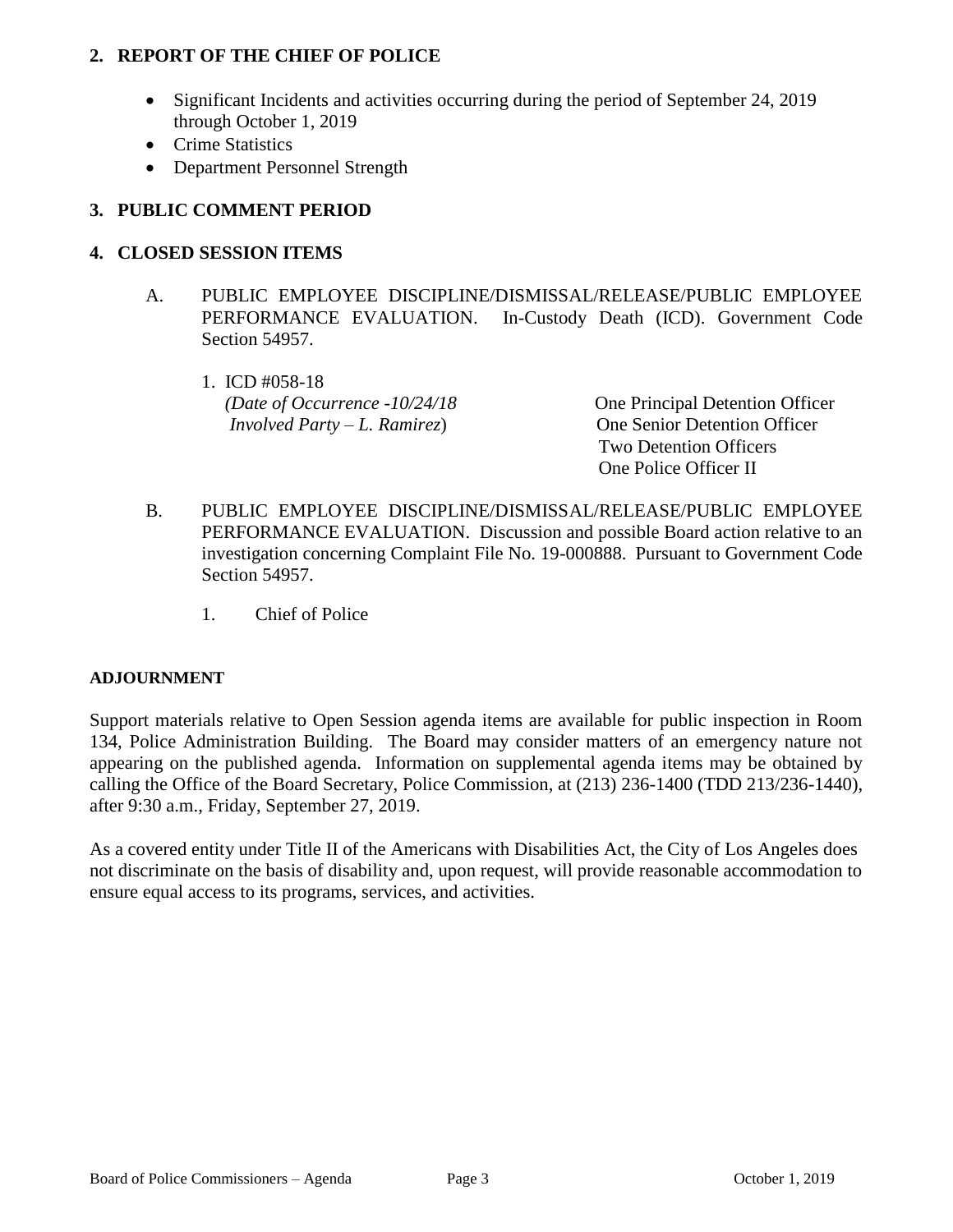## 2. REPORT OF THE CHIEF OF POLICE

- Significant Incidents and activities occurring during the period of September 24, 2019 through October 1, 2019
- Crime Statistics
- Department Personnel Strength

## 3. PUBLIC COMMENT PERIOD

## 4. CLOSED SESSION ITEMS

A. PUBLIC EMPLOYEE DISCIPLINE/DISMISSAL/RELEASE/PUBLIC EMPLOYEE PERFORMANCE EVALUATION. In-Custody Death (ICD). Government Code Section 54957.

1. ICD #058-18
   *(Date of Occurrence -10/24/18*
   *Involved Party – L. Ramirez*)

   One Principal Detention Officer
   One Senior Detention Officer
   Two Detention Officers
   One Police Officer II

B. PUBLIC EMPLOYEE DISCIPLINE/DISMISSAL/RELEASE/PUBLIC EMPLOYEE PERFORMANCE EVALUATION. Discussion and possible Board action relative to an investigation concerning Complaint File No. 19-000888. Pursuant to Government Code Section 54957.

1. Chief of Police

**ADJOURNMENT**

Support materials relative to Open Session agenda items are available for public inspection in Room 134, Police Administration Building. The Board may consider matters of an emergency nature not appearing on the published agenda. Information on supplemental agenda items may be obtained by calling the Office of the Board Secretary, Police Commission, at (213) 236-1400 (TDD 213/236-1440), after 9:30 a.m., Friday, September 27, 2019.

As a covered entity under Title II of the Americans with Disabilities Act, the City of Los Angeles does not discriminate on the basis of disability and, upon request, will provide reasonable accommodation to ensure equal access to its programs, services, and activities.